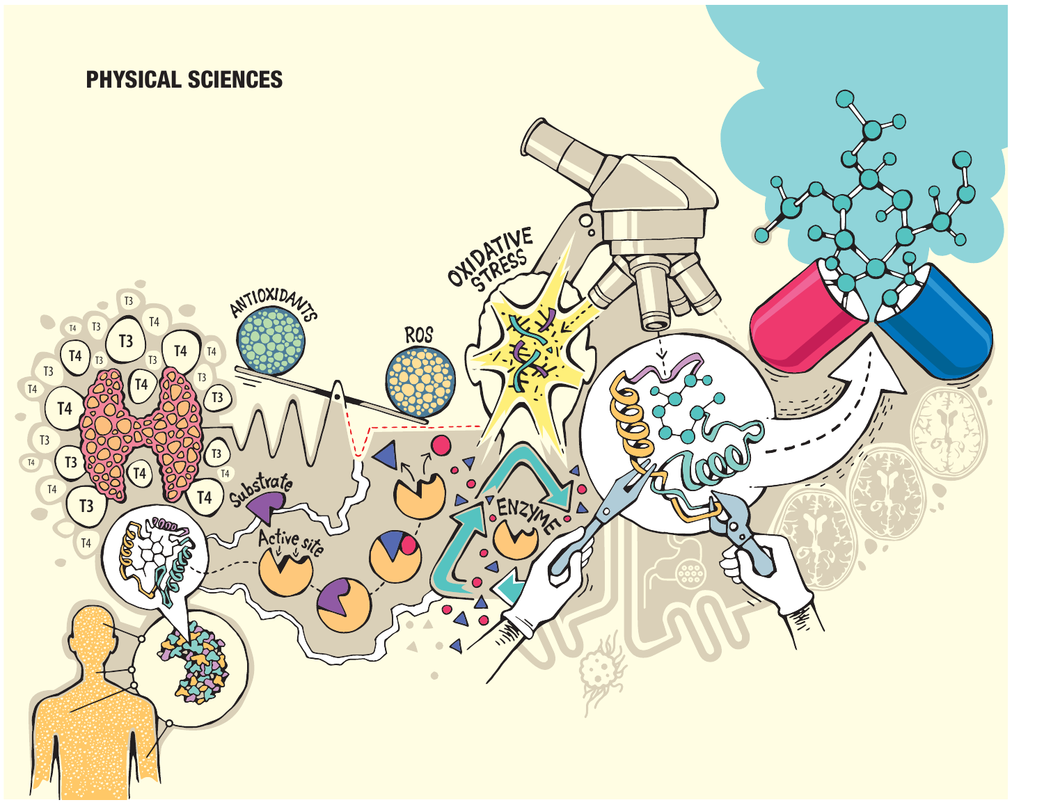# PHYSICAL SCIENCES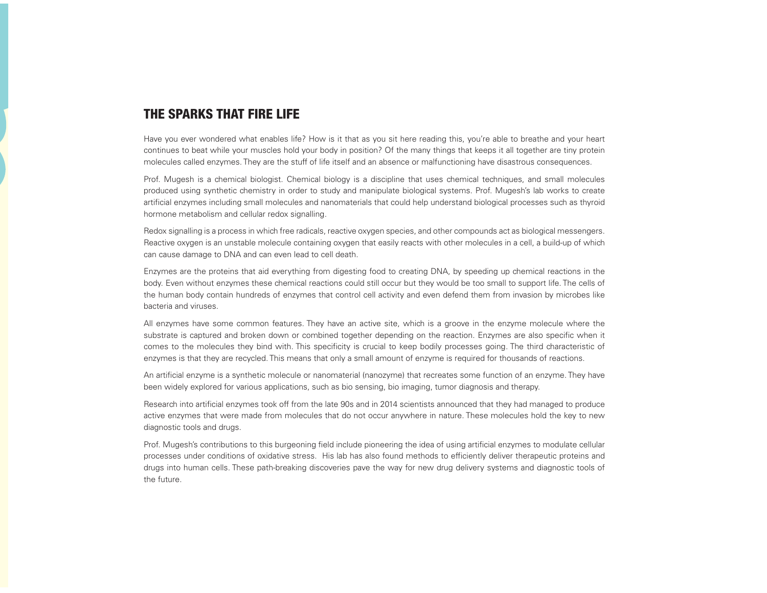## THE SPARKS THAT FIRE LIFE

Have you ever wondered what enables life? How is it that as you sit here reading this, you're able to breathe and your heart continues to beat while your muscles hold your body in position? Of the many things that keeps it all together are tiny protein molecules called enzymes. They are the stuff of life itself and an absence or malfunctioning have disastrous consequences.

Prof. Mugesh is a chemical biologist. Chemical biology is a discipline that uses chemical techniques, and small molecules produced using synthetic chemistry in order to study and manipulate biological systems. Prof. Mugesh's lab works to create artificial enzymes including small molecules and nanomaterials that could help understand biological processes such as thyroid hormone metabolism and cellular redox signalling.

Redox signalling is a process in which free radicals, reactive oxygen species, and other compounds act as biological messengers. Reactive oxygen is an unstable molecule containing oxygen that easily reacts with other molecules in a cell, a build-up of which can cause damage to DNA and can even lead to cell death.

Enzymes are the proteins that aid everything from digesting food to creating DNA, by speeding up chemical reactions in the body. Even without enzymes these chemical reactions could still occur but they would be too small to support life. The cells of the human body contain hundreds of enzymes that control cell activity and even defend them from invasion by microbes like bacteria and viruses.

All enzymes have some common features. They have an active site, which is a groove in the enzyme molecule where the substrate is captured and broken down or combined together depending on the reaction. Enzymes are also specific when it comes to the molecules they bind with. This specificity is crucial to keep bodily processes going. The third characteristic of enzymes is that they are recycled. This means that only a small amount of enzyme is required for thousands of reactions.

An artificial enzyme is a synthetic molecule or nanomaterial (nanozyme) that recreates some function of an enzyme. They have been widely explored for various applications, such as bio sensing, bio imaging, tumor diagnosis and therapy.

Research into artificial enzymes took off from the late 90s and in 2014 scientists announced that they had managed to produce active enzymes that were made from molecules that do not occur anywhere in nature. These molecules hold the key to new diagnostic tools and drugs.

Prof. Mugesh's contributions to this burgeoning field include pioneering the idea of using artificial enzymes to modulate cellular processes under conditions of oxidative stress. His lab has also found methods to efficiently deliver therapeutic proteins and drugs into human cells. These path-breaking discoveries pave the way for new drug delivery systems and diagnostic tools of the future.